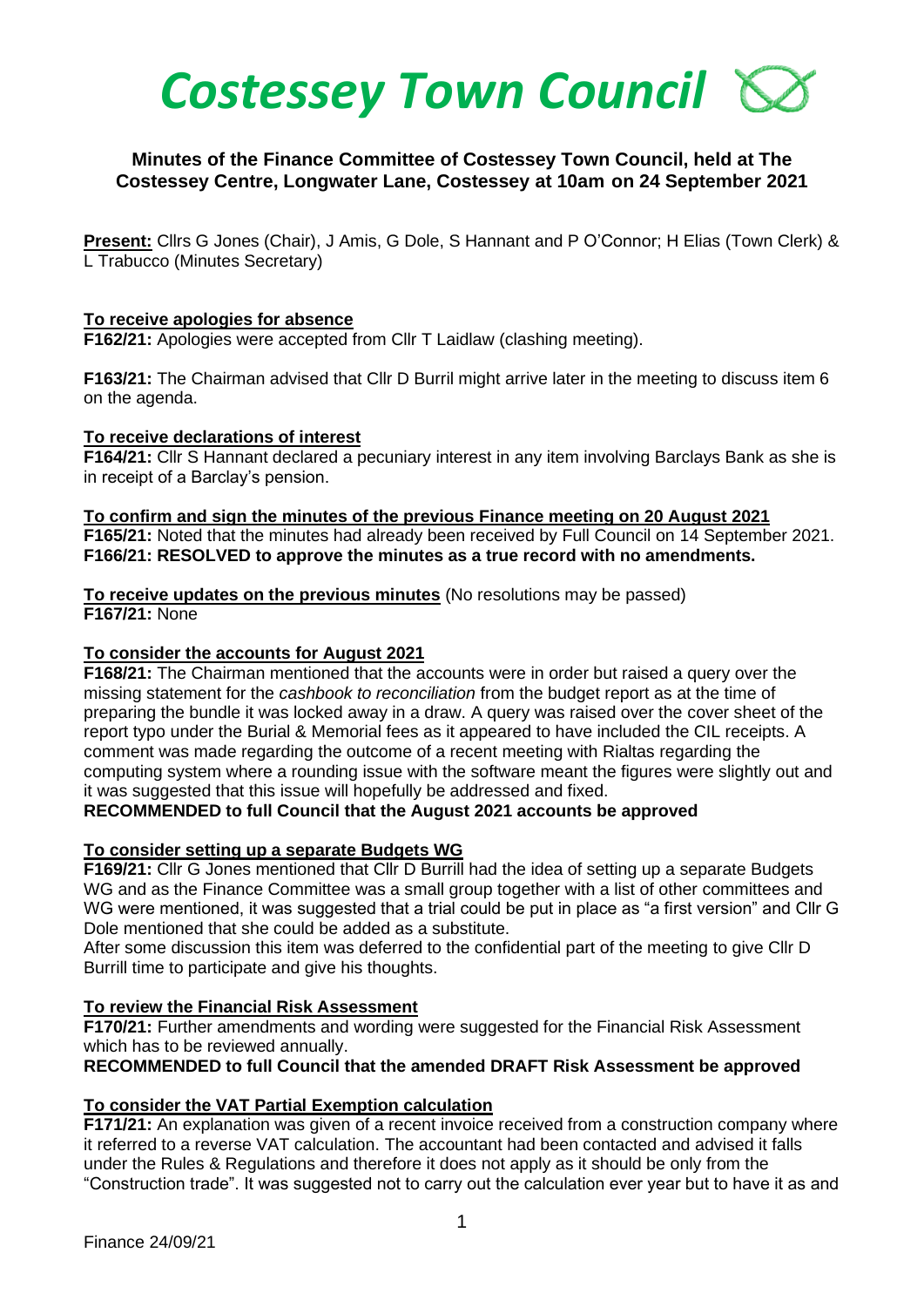# *Costessey Town Council*

**Minutes of the Finance Committee of Costessey Town Council, held at The Costessey Centre, Longwater Lane, Costessey at 10am on 24 September 2021**

**Present:** Cllrs G Jones (Chair), J Amis, G Dole, S Hannant and P O'Connor; H Elias (Town Clerk) & L Trabucco (Minutes Secretary)

**To receive apologies for absence**

**F162/21:** Apologies were accepted from Cllr T Laidlaw (clashing meeting).

**F163/21:** The Chairman advised that Cllr D Burril might arrive later in the meeting to discuss item 6 on the agenda.

**To receive declarations of interest**

**F164/21:** Cllr S Hannant declared a pecuniary interest in any item involving Barclays Bank as she is in receipt of a Barclay's pension.

**To confirm and sign the minutes of the previous Finance meeting on 20 August 2021**

**F165/21:** Noted that the minutes had already been received by Full Council on 14 September 2021.

**F166/21: RESOLVED to approve the minutes as a true record with no amendments.**

**To receive updates on the previous minutes** (No resolutions may be passed)

**F167/21:** None

**To consider the accounts for August 2021**

**F168/21:** The Chairman mentioned that the accounts were in order but raised a query over the missing statement for the *cashbook to reconciliation* from the budget report as at the time of preparing the bundle it was locked away in a draw. A query was raised over the cover sheet of the report typo under the Burial & Memorial fees as it appeared to have included the CIL receipts. A comment was made regarding the outcome of a recent meeting with Rialtas regarding the computing system where a rounding issue with the software meant the figures were slightly out and it was suggested that this issue will hopefully be addressed and fixed.

**RECOMMENDED to full Council that the August 2021 accounts be approved**

**To consider setting up a separate Budgets WG**

**F169/21:** Cllr G Jones mentioned that Cllr D Burrill had the idea of setting up a separate Budgets WG and as the Finance Committee was a small group together with a list of other committees and WG were mentioned, it was suggested that a trial could be put in place as "a first version" and Cllr G Dole mentioned that she could be added as a substitute.

After some discussion this item was deferred to the confidential part of the meeting to give Cllr D Burrill time to participate and give his thoughts.

**To review the Financial Risk Assessment**

**F170/21:** Further amendments and wording were suggested for the Financial Risk Assessment which has to be reviewed annually.

**RECOMMENDED to full Council that the amended DRAFT Risk Assessment be approved**

**To consider the VAT Partial Exemption calculation**

**F171/21:** An explanation was given of a recent invoice received from a construction company where it referred to a reverse VAT calculation. The accountant had been contacted and advised it falls under the Rules & Regulations and therefore it does not apply as it should be only from the "Construction trade". It was suggested not to carry out the calculation ever year but to have it as and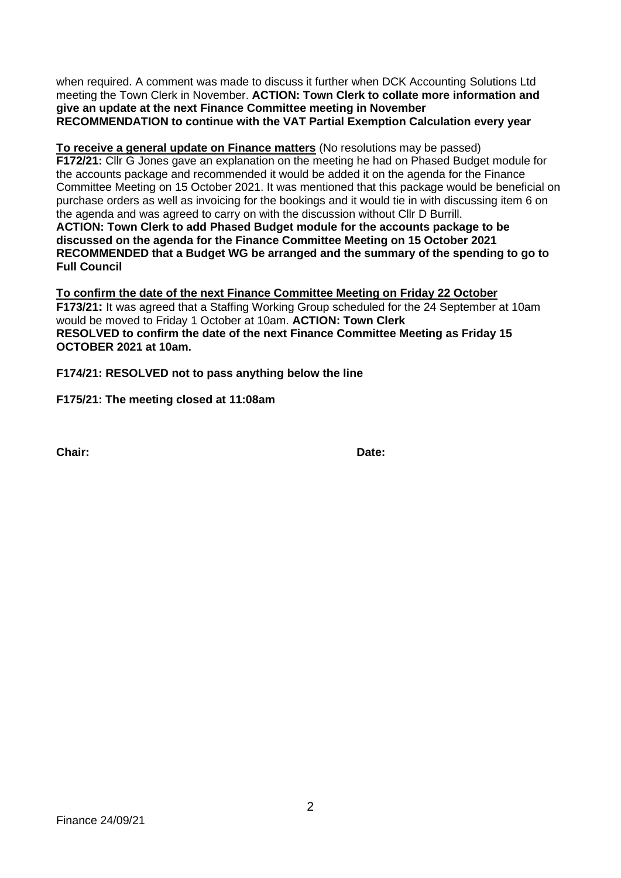when required. A comment was made to discuss it further when DCK Accounting Solutions Ltd meeting the Town Clerk in November. **ACTION: Town Clerk to collate more information and give an update at the next Finance Committee meeting in November**
**RECOMMENDATION to continue with the VAT Partial Exemption Calculation every year**

<u>**To receive a general update on Finance matters**</u> (No resolutions may be passed)
**F172/21:** Cllr G Jones gave an explanation on the meeting he had on Phased Budget module for the accounts package and recommended it would be added it on the agenda for the Finance Committee Meeting on 15 October 2021. It was mentioned that this package would be beneficial on purchase orders as well as invoicing for the bookings and it would tie in with discussing item 6 on the agenda and was agreed to carry on with the discussion without Cllr D Burrill.
**ACTION: Town Clerk to add Phased Budget module for the accounts package to be discussed on the agenda for the Finance Committee Meeting on 15 October 2021**
**RECOMMENDED that a Budget WG be arranged and the summary of the spending to go to Full Council**

<u>**To confirm the date of the next Finance Committee Meeting on Friday 22 October**</u>
**F173/21:** It was agreed that a Staffing Working Group scheduled for the 24 September at 10am would be moved to Friday 1 October at 10am. **ACTION: Town Clerk**
**RESOLVED to confirm the date of the next Finance Committee Meeting as Friday 15 OCTOBER 2021 at 10am.**

**F174/21: RESOLVED not to pass anything below the line**

**F175/21: The meeting closed at 11:08am**

**Chair:** **Date:**